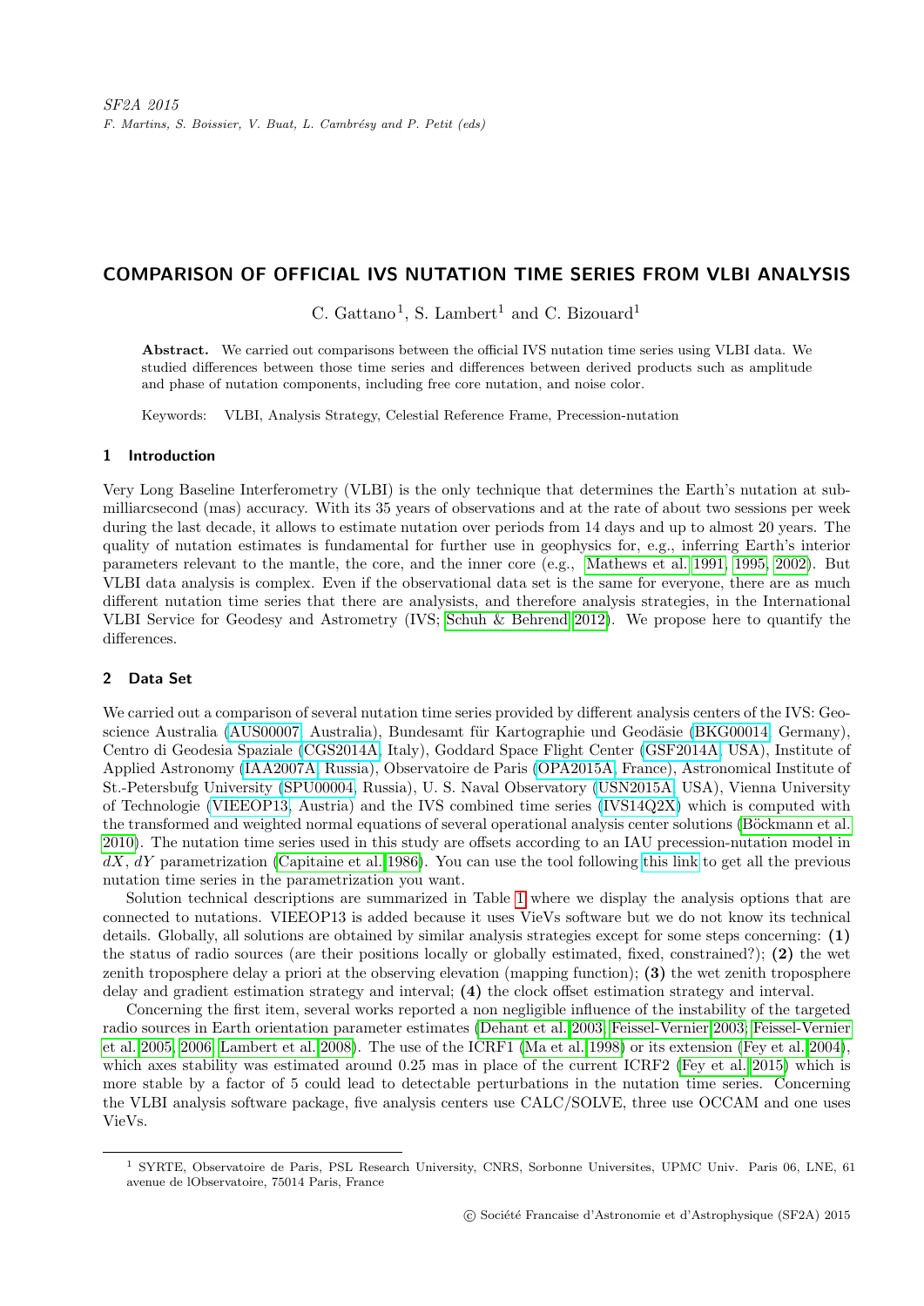# COMPARISON OF OFFICIAL IVS NUTATION TIME SERIES FROM VLBI ANALYSIS

C. Gattano[1], S. Lambert[1] and C. Bizouard[1]

**Abstract.** We carried out comparisons between the official IVS nutation time series using VLBI data. We studied differences between those time series and differences between derived products such as amplitude and phase of nutation components, including free core nutation, and noise color.

Keywords: VLBI, Analysis Strategy, Celestial Reference Frame, Precession-nutation

## 1 Introduction

Very Long Baseline Interferometry (VLBI) is the only technique that determines the Earth's nutation at sub-milliarcsecond (mas) accuracy. With its 35 years of observations and at the rate of about two sessions per week during the last decade, it allows to estimate nutation over periods from 14 days and up to almost 20 years. The quality of nutation estimates is fundamental for further use in geophysics for, e.g., inferring Earth's interior parameters relevant to the mantle, the core, and the inner core (e.g., Mathews et al. 1991, 1995, 2002). But VLBI data analysis is complex. Even if the observational data set is the same for everyone, there are as much different nutation time series that there are analysists, and therefore analysis strategies, in the International VLBI Service for Geodesy and Astrometry (IVS; Schuh & Behrend 2012). We propose here to quantify the differences.

## 2 Data Set

We carried out a comparison of several nutation time series provided by different analysis centers of the IVS: Geoscience Australia (AUS00007, Australia), Bundesamt für Kartographie und Geodäsie (BKG00014, Germany), Centro di Geodesia Spaziale (CGS2014A, Italy), Goddard Space Flight Center (GSF2014A, USA), Institute of Applied Astronomy (IAA2007A, Russia), Observatoire de Paris (OPA2015A, France), Astronomical Institute of St.-Petersbufg University (SPU00004, Russia), U. S. Naval Observatory (USN2015A, USA), Vienna University of Technologie (VIEEOP13, Austria) and the IVS combined time series (IVS14Q2X) which is computed with the transformed and weighted normal equations of several operational analysis center solutions (Böckmann et al. 2010). The nutation time series used in this study are offsets according to an IAU precession-nutation model in $dX$, $dY$ parametrization (Capitaine et al. 1986). You can use the tool following this link to get all the previous nutation time series in the parametrization you want.

Solution technical descriptions are summarized in Table 1 where we display the analysis options that are connected to nutations. VIEEOP13 is added because it uses VieVs software but we do not know its technical details. Globally, all solutions are obtained by similar analysis strategies except for some steps concerning: **(1)** the status of radio sources (are their positions locally or globally estimated, fixed, constrained?); **(2)** the wet zenith troposphere delay a priori at the observing elevation (mapping function); **(3)** the wet zenith troposphere delay and gradient estimation strategy and interval; **(4)** the clock offset estimation strategy and interval.

Concerning the first item, several works reported a non negligible influence of the instability of the targeted radio sources in Earth orientation parameter estimates (Dehant et al. 2003; Feissel-Vernier 2003; Feissel-Vernier et al. 2005, 2006; Lambert et al. 2008). The use of the ICRF1 (Ma et al. 1998) or its extension (Fey et al. 2004), which axes stability was estimated around 0.25 mas in place of the current ICRF2 (Fey et al. 2015) which is more stable by a factor of 5 could lead to detectable perturbations in the nutation time series. Concerning the VLBI analysis software package, five analysis centers use CALC/SOLVE, three use OCCAM and one uses VieVs.

[1] SYRTE, Observatoire de Paris, PSL Research University, CNRS, Sorbonne Universites, UPMC Univ. Paris 06, LNE, 61 avenue de lObservatoire, 75014 Paris, France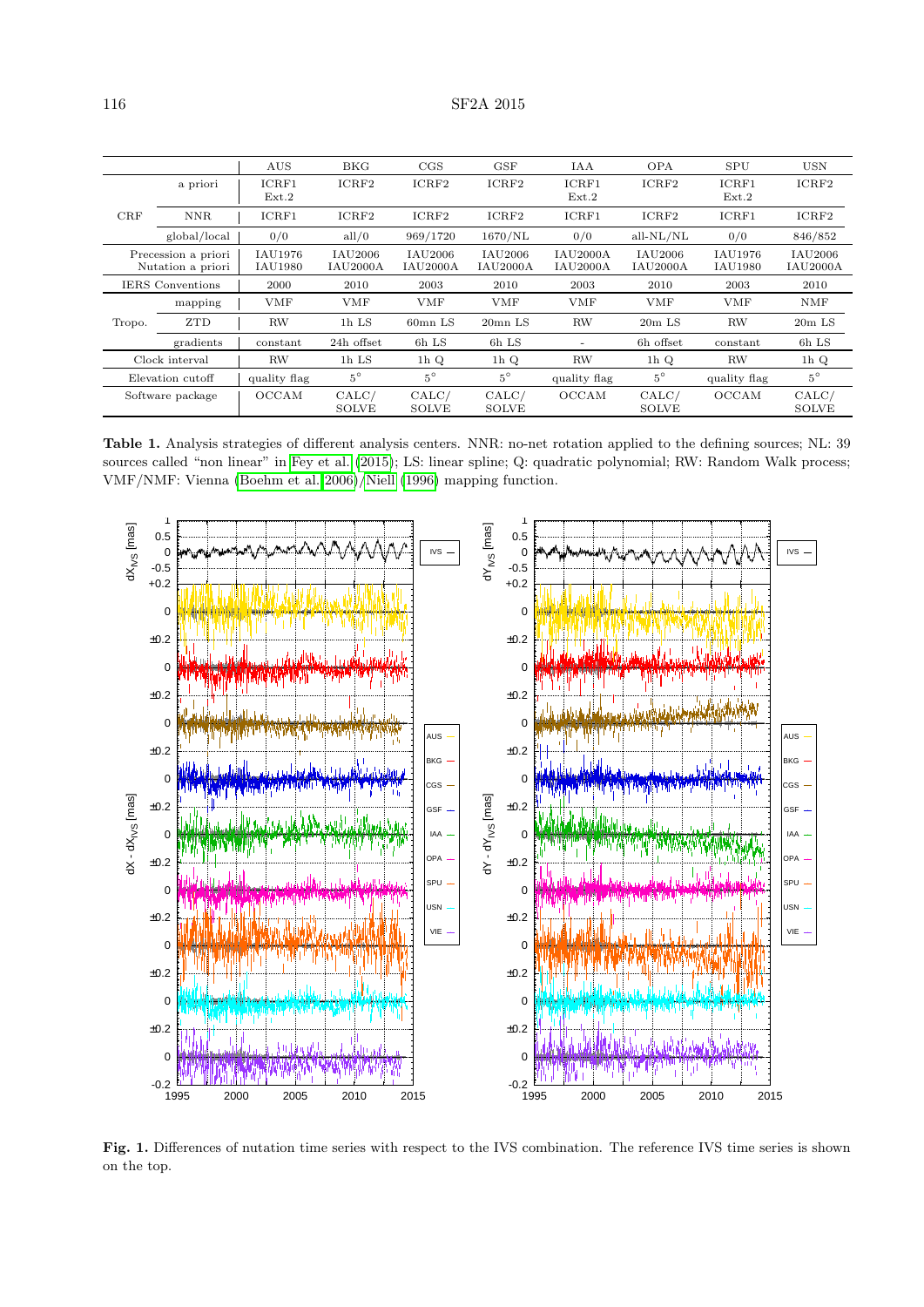| | | AUS | BKG | CGS | GSF | IAA | OPA | SPU | USN |
|---|---|---|---|---|---|---|---|---|---|
| CRF | a priori | ICRF1 Ext.2 | ICRF2 | ICRF2 | ICRF2 | ICRF1 Ext.2 | ICRF2 | ICRF1 Ext.2 | ICRF2 |
| | NNR | ICRF1 | ICRF2 | ICRF2 | ICRF2 | ICRF1 | ICRF2 | ICRF1 | ICRF2 |
| | global/local | 0/0 | all/0 | 969/1720 | 1670/NL | 0/0 | all-NL/NL | 0/0 | 846/852 |
| Precession a priori<br>Nutation a priori | | IAU1976<br>IAU1980 | IAU2006<br>IAU2000A | IAU2006<br>IAU2000A | IAU2006<br>IAU2000A | IAU2000A<br>IAU2000A | IAU2006<br>IAU2000A | IAU1976<br>IAU1980 | IAU2006<br>IAU2000A |
| IERS Conventions | | 2000 | 2010 | 2003 | 2010 | 2003 | 2010 | 2003 | 2010 |
| Tropo. | mapping | VMF | VMF | VMF | VMF | VMF | VMF | VMF | NMF |
| | ZTD | RW | 1h LS | 60mn LS | 20mn LS | RW | 20m LS | RW | 20m LS |
| | gradients | constant | 24h offset | 6h LS | 6h LS | - | 6h offset | constant | 6h LS |
| Clock interval | | RW | 1h LS | 1h Q | 1h Q | RW | 1h Q | RW | 1h Q |
| Elevation cutoff | | quality flag | 5° | 5° | 5° | quality flag | 5° | quality flag | 5° |
| Software package | | OCCAM | CALC/ SOLVE | CALC/ SOLVE | CALC/ SOLVE | OCCAM | CALC/ SOLVE | OCCAM | CALC/ SOLVE |

**Table 1.** Analysis strategies of different analysis centers. NNR: no-net rotation applied to the defining sources; NL: 39 sources called "non linear" in Fey et al. (2015); LS: linear spline; Q: quadratic polynomial; RW: Random Walk process; VMF/NMF: Vienna (Boehm et al. 2006)/Niell (1996) mapping function.

**Fig. 1.** Differences of nutation time series with respect to the IVS combination. The reference IVS time series is shown on the top.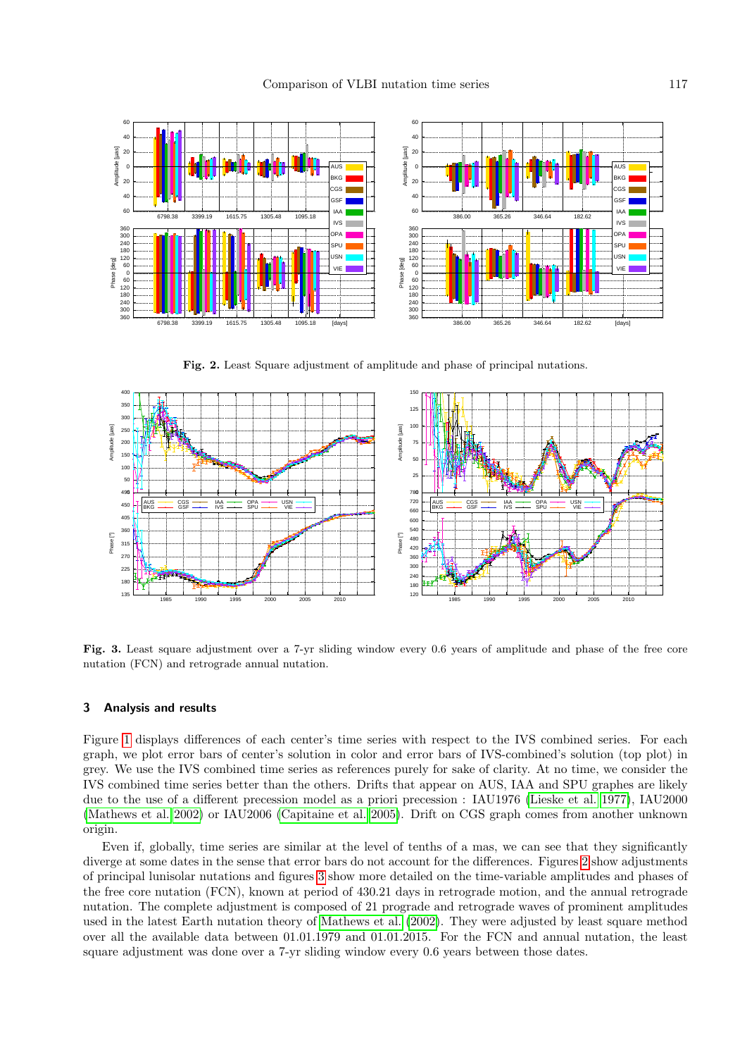**Fig. 2.** Least Square adjustment of amplitude and phase of principal nutations.

**Fig. 3.** Least square adjustment over a 7-yr sliding window every 0.6 years of amplitude and phase of the free core nutation (FCN) and retrograde annual nutation.

## 3 Analysis and results

Figure 1 displays differences of each center's time series with respect to the IVS combined series. For each graph, we plot error bars of center's solution in color and error bars of IVS-combined's solution (top plot) in grey. We use the IVS combined time series as references purely for sake of clarity. At no time, we consider the IVS combined time series better than the others. Drifts that appear on AUS, IAA and SPU graphes are likely due to the use of a different precession model as a priori precession : IAU1976 (Lieske et al. 1977), IAU2000 (Mathews et al. 2002) or IAU2006 (Capitaine et al. 2005). Drift on CGS graph comes from another unknown origin.

Even if, globally, time series are similar at the level of tenths of a mas, we can see that they significantly diverge at some dates in the sense that error bars do not account for the differences. Figures 2 show adjustments of principal lunisolar nutations and figures 3 show more detailed on the time-variable amplitudes and phases of the free core nutation (FCN), known at period of 430.21 days in retrograde motion, and the annual retrograde nutation. The complete adjustment is composed of 21 prograde and retrograde waves of prominent amplitudes used in the latest Earth nutation theory of Mathews et al. (2002). They were adjusted by least square method over all the available data between 01.01.1979 and 01.01.2015. For the FCN and annual nutation, the least square adjustment was done over a 7-yr sliding window every 0.6 years between those dates.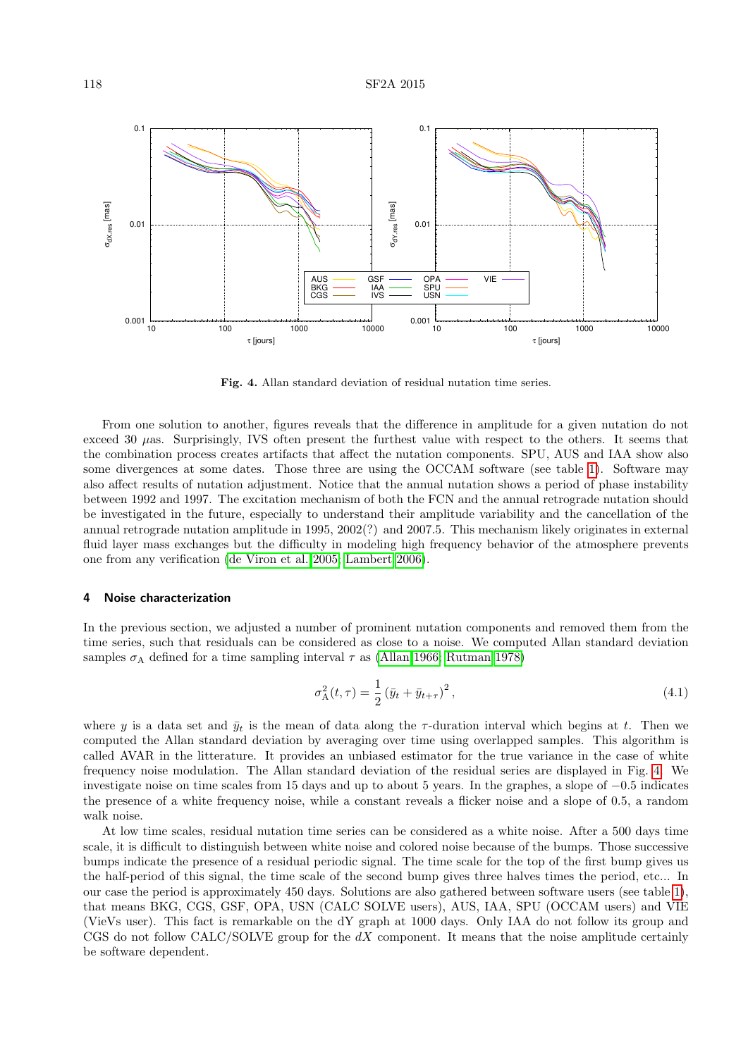Fig. 4. Allan standard deviation of residual nutation time series.

From one solution to another, figures reveals that the difference in amplitude for a given nutation do not exceed 30 $\mu$as. Surprisingly, IVS often present the furthest value with respect to the others. It seems that the combination process creates artifacts that affect the nutation components. SPU, AUS and IAA show also some divergences at some dates. Those three are using the OCCAM software (see table 1). Software may also affect results of nutation adjustment. Notice that the annual nutation shows a period of phase instability between 1992 and 1997. The excitation mechanism of both the FCN and the annual retrograde nutation should be investigated in the future, especially to understand their amplitude variability and the cancellation of the annual retrograde nutation amplitude in 1995, 2002(?) and 2007.5. This mechanism likely originates in external fluid layer mass exchanges but the difficulty in modeling high frequency behavior of the atmosphere prevents one from any verification (de Viron et al. 2005; Lambert 2006).

## 4 Noise characterization

In the previous section, we adjusted a number of prominent nutation components and removed them from the time series, such that residuals can be considered as close to a noise. We computed Allan standard deviation samples $\sigma_A$ defined for a time sampling interval $\tau$ as (Allan 1966; Rutman 1978)

$$\sigma_A^2(t, \tau) = \frac{1}{2} \left( \bar{y}_t + \bar{y}_{t+\tau} \right)^2, \tag{4.1}$$

where $y$ is a data set and $\bar{y}_t$ is the mean of data along the $\tau$-duration interval which begins at $t$. Then we computed the Allan standard deviation by averaging over time using overlapped samples. This algorithm is called AVAR in the litterature. It provides an unbiased estimator for the true variance in the case of white frequency noise modulation. The Allan standard deviation of the residual series are displayed in Fig. 4. We investigate noise on time scales from 15 days and up to about 5 years. In the graphes, a slope of $-0.5$ indicates the presence of a white frequency noise, while a constant reveals a flicker noise and a slope of 0.5, a random walk noise.

At low time scales, residual nutation time series can be considered as a white noise. After a 500 days time scale, it is difficult to distinguish between white noise and colored noise because of the bumps. Those successive bumps indicate the presence of a residual periodic signal. The time scale for the top of the first bump gives us the half-period of this signal, the time scale of the second bump gives three halves times the period, etc... In our case the period is approximately 450 days. Solutions are also gathered between software users (see table 1), that means BKG, CGS, GSF, OPA, USN (CALC SOLVE users), AUS, IAA, SPU (OCCAM users) and VIE (VieVs user). This fact is remarkable on the dY graph at 1000 days. Only IAA do not follow its group and CGS do not follow CALC/SOLVE group for the $dX$ component. It means that the noise amplitude certainly be software dependent.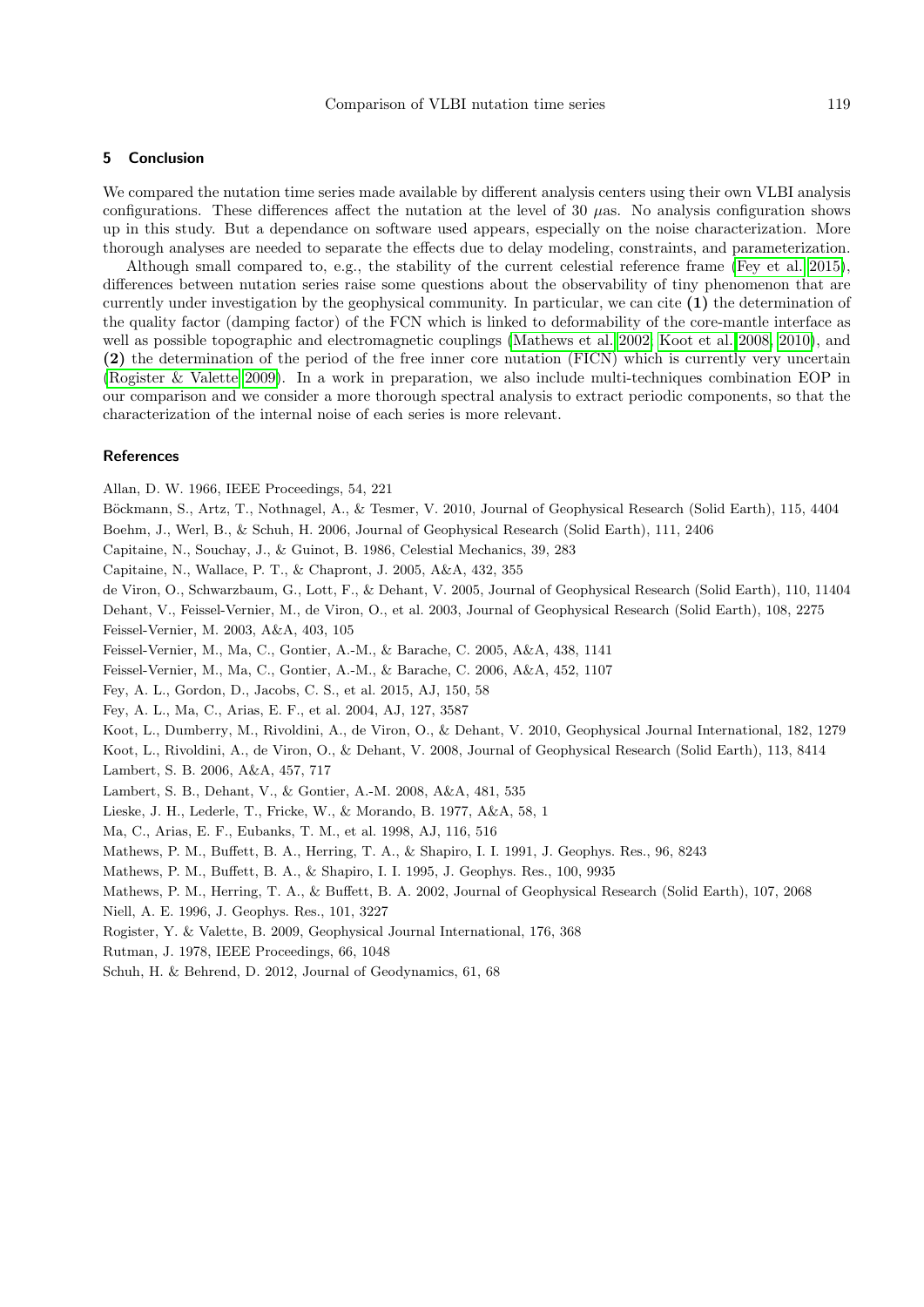## 5 Conclusion

We compared the nutation time series made available by different analysis centers using their own VLBI analysis configurations. These differences affect the nutation at the level of 30 $\mu$as. No analysis configuration shows up in this study. But a dependance on software used appears, especially on the noise characterization. More thorough analyses are needed to separate the effects due to delay modeling, constraints, and parameterization.

Although small compared to, e.g., the stability of the current celestial reference frame (Fey et al. 2015), differences between nutation series raise some questions about the observability of tiny phenomenon that are currently under investigation by the geophysical community. In particular, we can cite **(1)** the determination of the quality factor (damping factor) of the FCN which is linked to deformability of the core-mantle interface as well as possible topographic and electromagnetic couplings (Mathews et al. 2002; Koot et al. 2008, 2010), and **(2)** the determination of the period of the free inner core nutation (FICN) which is currently very uncertain (Rogister & Valette 2009). In a work in preparation, we also include multi-techniques combination EOP in our comparison and we consider a more thorough spectral analysis to extract periodic components, so that the characterization of the internal noise of each series is more relevant.

## References

Allan, D. W. 1966, IEEE Proceedings, 54, 221

Böckmann, S., Artz, T., Nothnagel, A., & Tesmer, V. 2010, Journal of Geophysical Research (Solid Earth), 115, 4404

Boehm, J., Werl, B., & Schuh, H. 2006, Journal of Geophysical Research (Solid Earth), 111, 2406

Capitaine, N., Souchay, J., & Guinot, B. 1986, Celestial Mechanics, 39, 283

Capitaine, N., Wallace, P. T., & Chapront, J. 2005, A&A, 432, 355

de Viron, O., Schwarzbaum, G., Lott, F., & Dehant, V. 2005, Journal of Geophysical Research (Solid Earth), 110, 11404

Dehant, V., Feissel-Vernier, M., de Viron, O., et al. 2003, Journal of Geophysical Research (Solid Earth), 108, 2275

Feissel-Vernier, M. 2003, A&A, 403, 105

Feissel-Vernier, M., Ma, C., Gontier, A.-M., & Barache, C. 2005, A&A, 438, 1141

Feissel-Vernier, M., Ma, C., Gontier, A.-M., & Barache, C. 2006, A&A, 452, 1107

Fey, A. L., Gordon, D., Jacobs, C. S., et al. 2015, AJ, 150, 58

Fey, A. L., Ma, C., Arias, E. F., et al. 2004, AJ, 127, 3587

Koot, L., Dumberry, M., Rivoldini, A., de Viron, O., & Dehant, V. 2010, Geophysical Journal International, 182, 1279

Koot, L., Rivoldini, A., de Viron, O., & Dehant, V. 2008, Journal of Geophysical Research (Solid Earth), 113, 8414

Lambert, S. B. 2006, A&A, 457, 717

Lambert, S. B., Dehant, V., & Gontier, A.-M. 2008, A&A, 481, 535

Lieske, J. H., Lederle, T., Fricke, W., & Morando, B. 1977, A&A, 58, 1

Ma, C., Arias, E. F., Eubanks, T. M., et al. 1998, AJ, 116, 516

Mathews, P. M., Buffett, B. A., Herring, T. A., & Shapiro, I. I. 1991, J. Geophys. Res., 96, 8243

Mathews, P. M., Buffett, B. A., & Shapiro, I. I. 1995, J. Geophys. Res., 100, 9935

Mathews, P. M., Herring, T. A., & Buffett, B. A. 2002, Journal of Geophysical Research (Solid Earth), 107, 2068

Niell, A. E. 1996, J. Geophys. Res., 101, 3227

Rogister, Y. & Valette, B. 2009, Geophysical Journal International, 176, 368

Rutman, J. 1978, IEEE Proceedings, 66, 1048

Schuh, H. & Behrend, D. 2012, Journal of Geodynamics, 61, 68